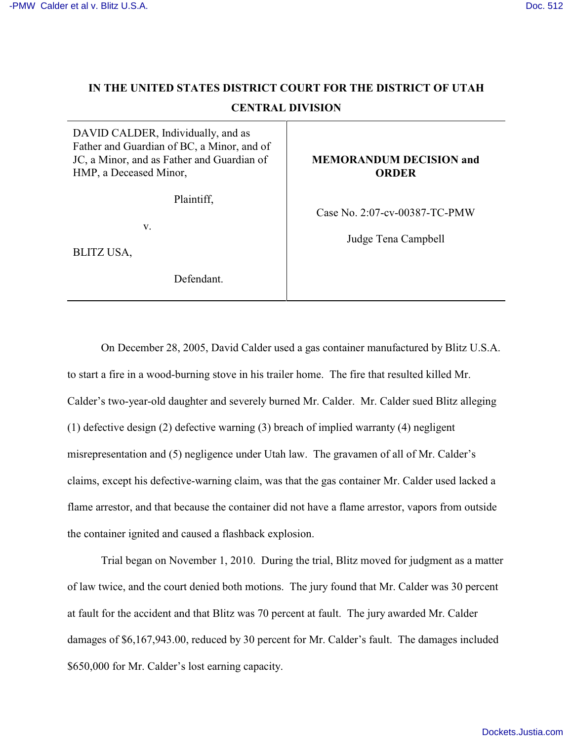**IN THE UNITED STATES DISTRICT COURT FOR THE DISTRICT OF UTAH**

**CENTRAL DIVISION**

| | |
|---|---|
| DAVID CALDER, Individually, and as Father and Guardian of BC, a Minor, and of JC, a Minor, and as Father and Guardian of HMP, a Deceased Minor,<br><br>Plaintiff,<br><br>v.<br><br>BLITZ USA,<br><br>Defendant. | **MEMORANDUM DECISION and ORDER**<br><br>Case No. 2:07-cv-00387-TC-PMW<br><br>Judge Tena Campbell |

On December 28, 2005, David Calder used a gas container manufactured by Blitz U.S.A. to start a fire in a wood-burning stove in his trailer home. The fire that resulted killed Mr. Calder's two-year-old daughter and severely burned Mr. Calder. Mr. Calder sued Blitz alleging (1) defective design (2) defective warning (3) breach of implied warranty (4) negligent misrepresentation and (5) negligence under Utah law. The gravamen of all of Mr. Calder's claims, except his defective-warning claim, was that the gas container Mr. Calder used lacked a flame arrestor, and that because the container did not have a flame arrestor, vapors from outside the container ignited and caused a flashback explosion.

Trial began on November 1, 2010. During the trial, Blitz moved for judgment as a matter of law twice, and the court denied both motions. The jury found that Mr. Calder was 30 percent at fault for the accident and that Blitz was 70 percent at fault. The jury awarded Mr. Calder damages of $6,167,943.00, reduced by 30 percent for Mr. Calder's fault. The damages included $650,000 for Mr. Calder's lost earning capacity.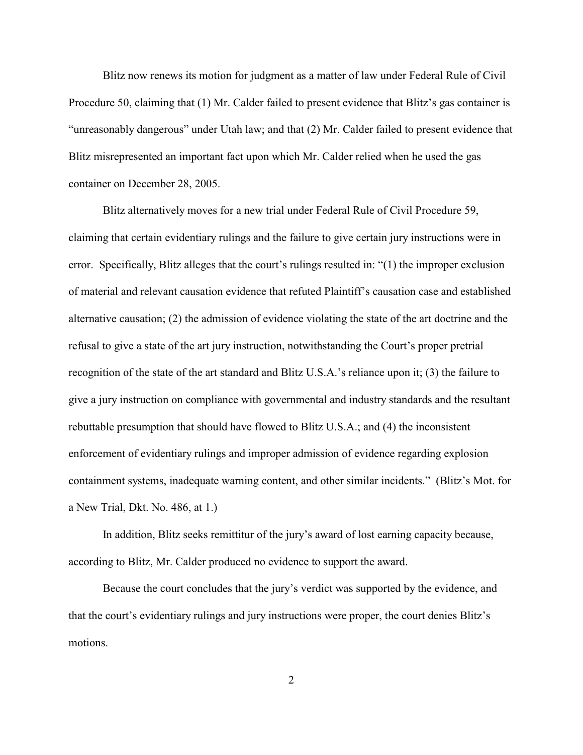Blitz now renews its motion for judgment as a matter of law under Federal Rule of Civil Procedure 50, claiming that (1) Mr. Calder failed to present evidence that Blitz's gas container is "unreasonably dangerous" under Utah law; and that (2) Mr. Calder failed to present evidence that Blitz misrepresented an important fact upon which Mr. Calder relied when he used the gas container on December 28, 2005.

Blitz alternatively moves for a new trial under Federal Rule of Civil Procedure 59, claiming that certain evidentiary rulings and the failure to give certain jury instructions were in error. Specifically, Blitz alleges that the court's rulings resulted in: "(1) the improper exclusion of material and relevant causation evidence that refuted Plaintiff's causation case and established alternative causation; (2) the admission of evidence violating the state of the art doctrine and the refusal to give a state of the art jury instruction, notwithstanding the Court's proper pretrial recognition of the state of the art standard and Blitz U.S.A.'s reliance upon it; (3) the failure to give a jury instruction on compliance with governmental and industry standards and the resultant rebuttable presumption that should have flowed to Blitz U.S.A.; and (4) the inconsistent enforcement of evidentiary rulings and improper admission of evidence regarding explosion containment systems, inadequate warning content, and other similar incidents." (Blitz's Mot. for a New Trial, Dkt. No. 486, at 1.)

In addition, Blitz seeks remittitur of the jury's award of lost earning capacity because, according to Blitz, Mr. Calder produced no evidence to support the award.

Because the court concludes that the jury's verdict was supported by the evidence, and that the court's evidentiary rulings and jury instructions were proper, the court denies Blitz's motions.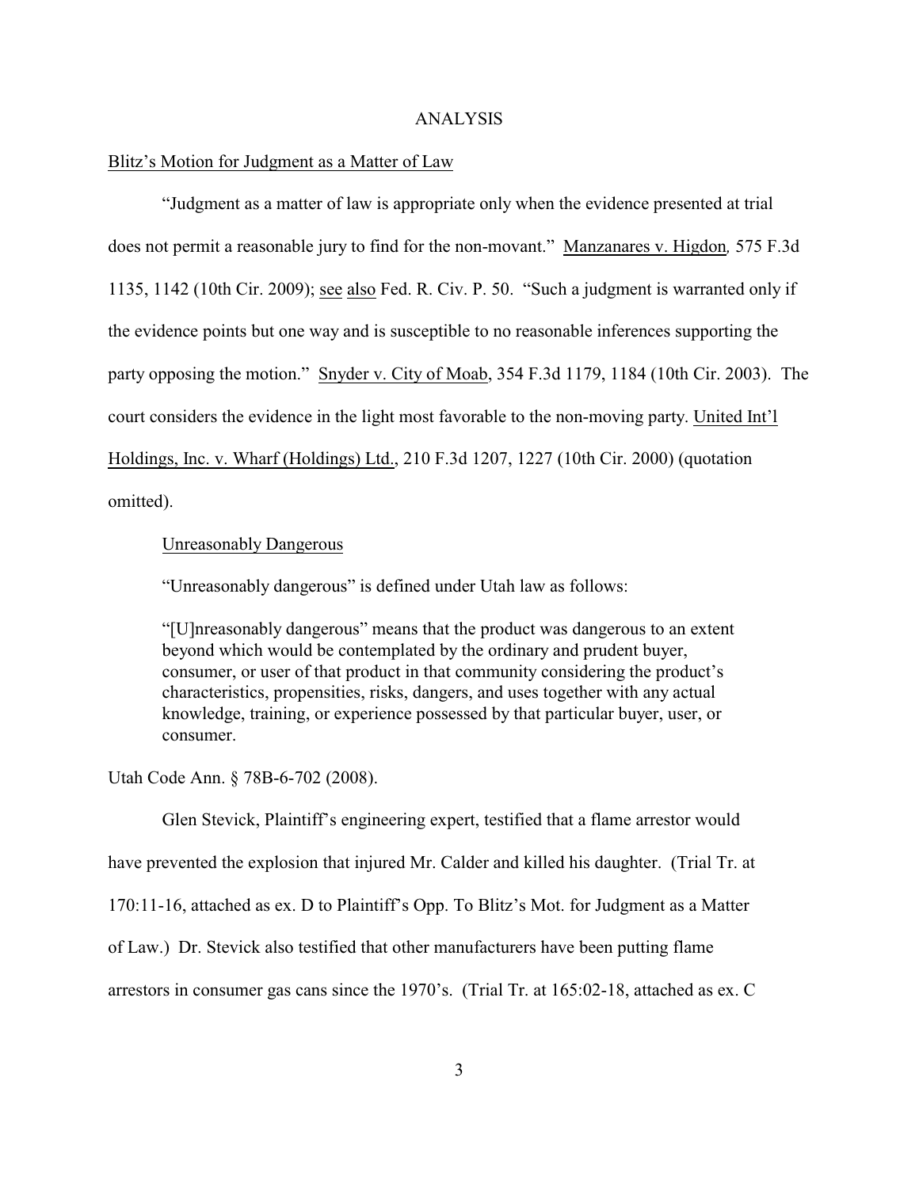ANALYSIS

Blitz's Motion for Judgment as a Matter of Law

"Judgment as a matter of law is appropriate only when the evidence presented at trial does not permit a reasonable jury to find for the non-movant." Manzanares v. Higdon, 575 F.3d 1135, 1142 (10th Cir. 2009); see also Fed. R. Civ. P. 50. "Such a judgment is warranted only if the evidence points but one way and is susceptible to no reasonable inferences supporting the party opposing the motion." Snyder v. City of Moab, 354 F.3d 1179, 1184 (10th Cir. 2003). The court considers the evidence in the light most favorable to the non-moving party. United Int'l Holdings, Inc. v. Wharf (Holdings) Ltd., 210 F.3d 1207, 1227 (10th Cir. 2000) (quotation omitted).

Unreasonably Dangerous

"Unreasonably dangerous" is defined under Utah law as follows:

> "[U]nreasonably dangerous" means that the product was dangerous to an extent beyond which would be contemplated by the ordinary and prudent buyer, consumer, or user of that product in that community considering the product's characteristics, propensities, risks, dangers, and uses together with any actual knowledge, training, or experience possessed by that particular buyer, user, or consumer.

Utah Code Ann. § 78B-6-702 (2008).

Glen Stevick, Plaintiff's engineering expert, testified that a flame arrestor would have prevented the explosion that injured Mr. Calder and killed his daughter. (Trial Tr. at 170:11-16, attached as ex. D to Plaintiff's Opp. To Blitz's Mot. for Judgment as a Matter of Law.) Dr. Stevick also testified that other manufacturers have been putting flame arrestors in consumer gas cans since the 1970's. (Trial Tr. at 165:02-18, attached as ex. C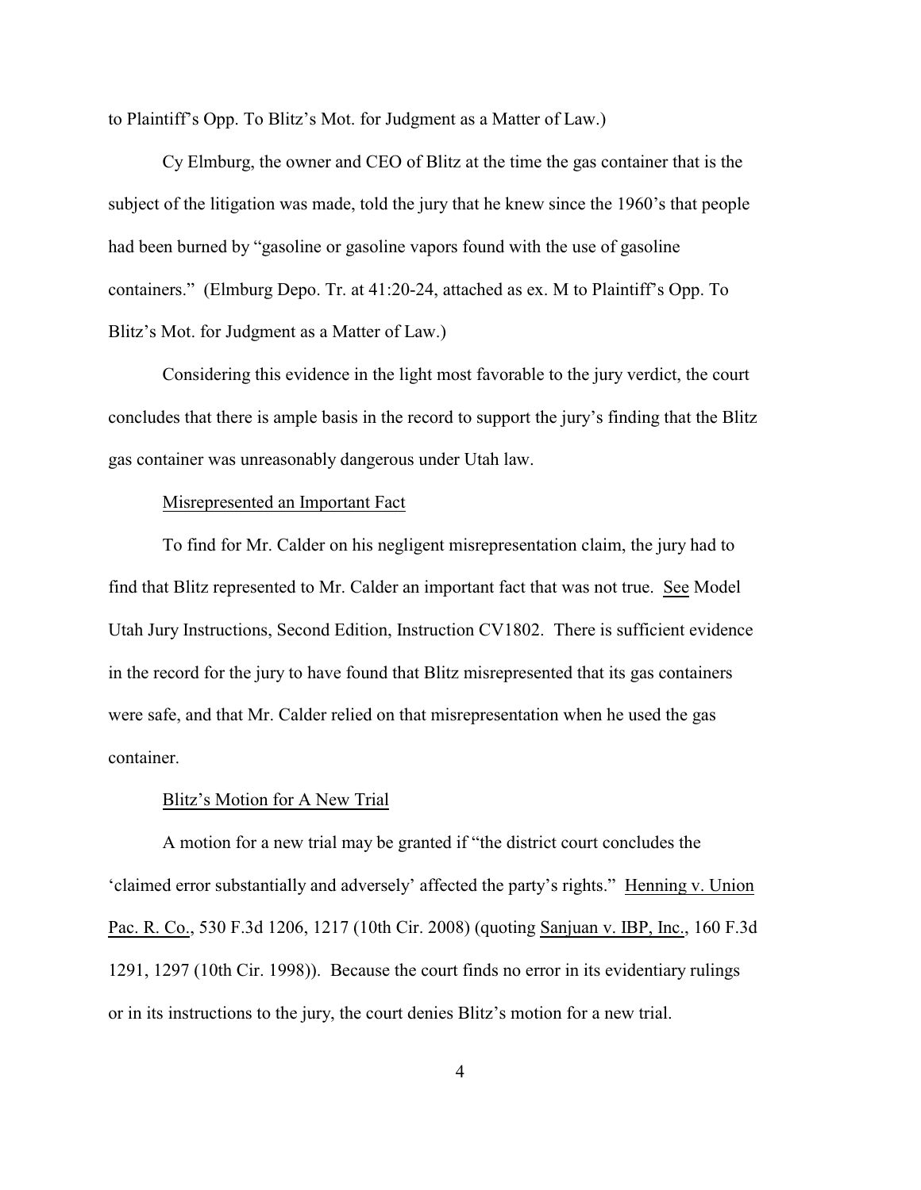to Plaintiff's Opp. To Blitz's Mot. for Judgment as a Matter of Law.)

Cy Elmburg, the owner and CEO of Blitz at the time the gas container that is the subject of the litigation was made, told the jury that he knew since the 1960's that people had been burned by "gasoline or gasoline vapors found with the use of gasoline containers." (Elmburg Depo. Tr. at 41:20-24, attached as ex. M to Plaintiff's Opp. To Blitz's Mot. for Judgment as a Matter of Law.)

Considering this evidence in the light most favorable to the jury verdict, the court concludes that there is ample basis in the record to support the jury's finding that the Blitz gas container was unreasonably dangerous under Utah law.

Misrepresented an Important Fact

To find for Mr. Calder on his negligent misrepresentation claim, the jury had to find that Blitz represented to Mr. Calder an important fact that was not true. See Model Utah Jury Instructions, Second Edition, Instruction CV1802. There is sufficient evidence in the record for the jury to have found that Blitz misrepresented that its gas containers were safe, and that Mr. Calder relied on that misrepresentation when he used the gas container.

Blitz's Motion for A New Trial

A motion for a new trial may be granted if "the district court concludes the 'claimed error substantially and adversely' affected the party's rights." Henning v. Union Pac. R. Co., 530 F.3d 1206, 1217 (10th Cir. 2008) (quoting Sanjuan v. IBP, Inc., 160 F.3d 1291, 1297 (10th Cir. 1998)). Because the court finds no error in its evidentiary rulings or in its instructions to the jury, the court denies Blitz's motion for a new trial.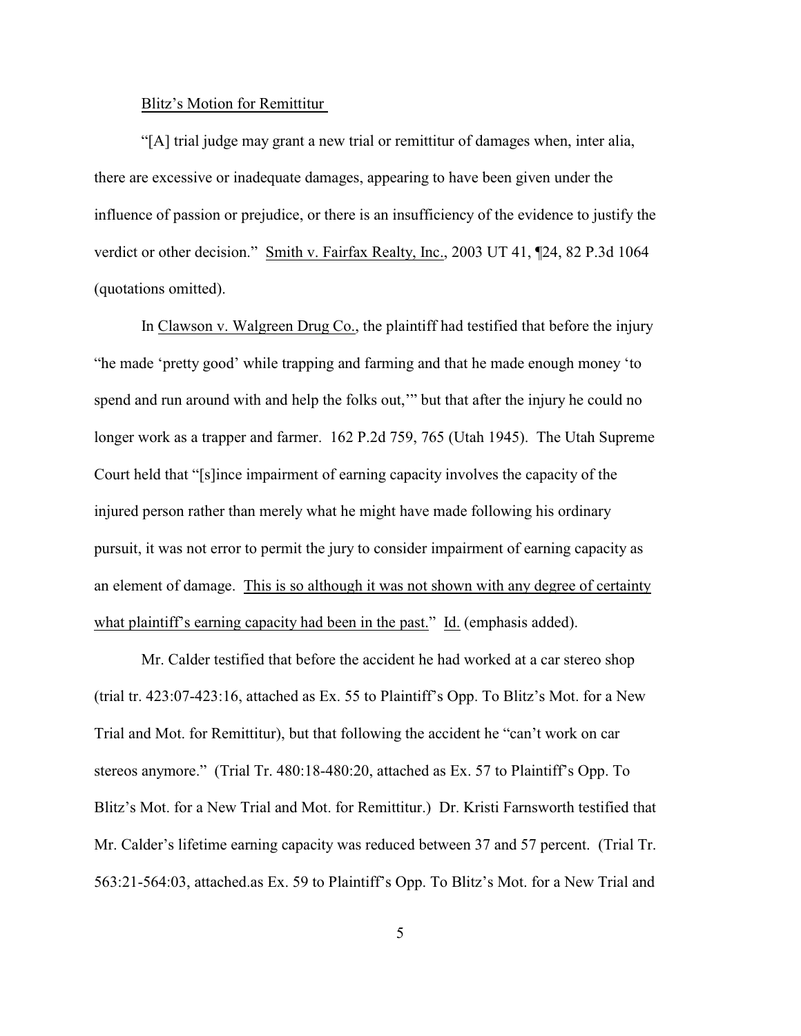Blitz's Motion for Remittitur

"[A] trial judge may grant a new trial or remittitur of damages when, inter alia, there are excessive or inadequate damages, appearing to have been given under the influence of passion or prejudice, or there is an insufficiency of the evidence to justify the verdict or other decision." Smith v. Fairfax Realty, Inc., 2003 UT 41, ¶24, 82 P.3d 1064 (quotations omitted).

In Clawson v. Walgreen Drug Co., the plaintiff had testified that before the injury "he made 'pretty good' while trapping and farming and that he made enough money 'to spend and run around with and help the folks out,'" but that after the injury he could no longer work as a trapper and farmer. 162 P.2d 759, 765 (Utah 1945). The Utah Supreme Court held that "[s]ince impairment of earning capacity involves the capacity of the injured person rather than merely what he might have made following his ordinary pursuit, it was not error to permit the jury to consider impairment of earning capacity as an element of damage. This is so although it was not shown with any degree of certainty what plaintiff's earning capacity had been in the past." Id. (emphasis added).

Mr. Calder testified that before the accident he had worked at a car stereo shop (trial tr. 423:07-423:16, attached as Ex. 55 to Plaintiff's Opp. To Blitz's Mot. for a New Trial and Mot. for Remittitur), but that following the accident he "can't work on car stereos anymore." (Trial Tr. 480:18-480:20, attached as Ex. 57 to Plaintiff's Opp. To Blitz's Mot. for a New Trial and Mot. for Remittitur.) Dr. Kristi Farnsworth testified that Mr. Calder's lifetime earning capacity was reduced between 37 and 57 percent. (Trial Tr. 563:21-564:03, attached.as Ex. 59 to Plaintiff's Opp. To Blitz's Mot. for a New Trial and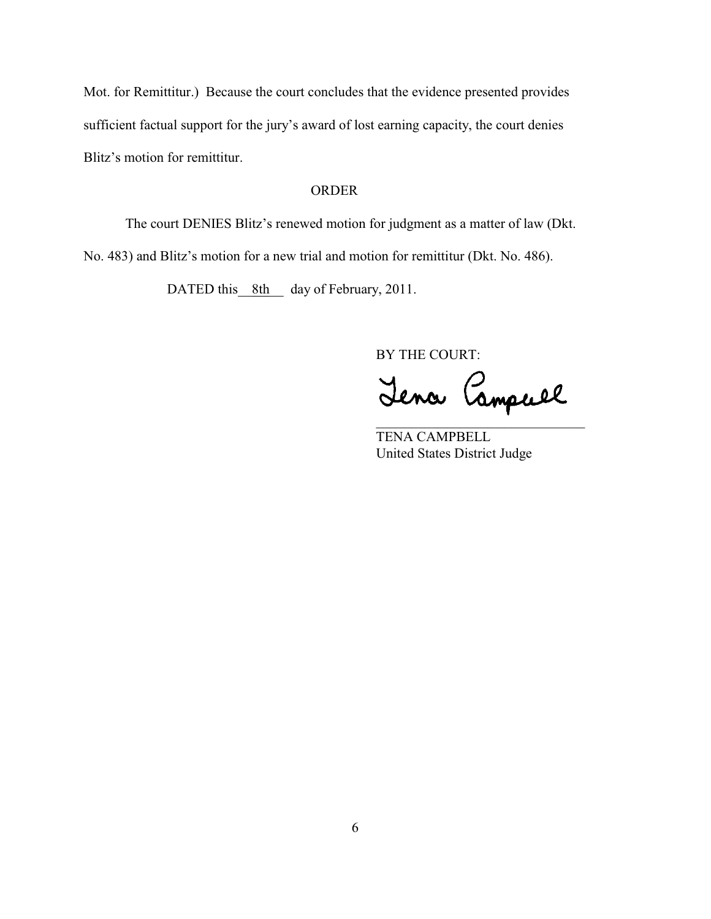Mot. for Remittitur.) Because the court concludes that the evidence presented provides sufficient factual support for the jury's award of lost earning capacity, the court denies Blitz's motion for remittitur.

## ORDER

The court DENIES Blitz's renewed motion for judgment as a matter of law (Dkt. No. 483) and Blitz's motion for a new trial and motion for remittitur (Dkt. No. 486).

DATED this 8th day of February, 2011.

BY THE COURT:

Tena Campbell

TENA CAMPBELL
United States District Judge